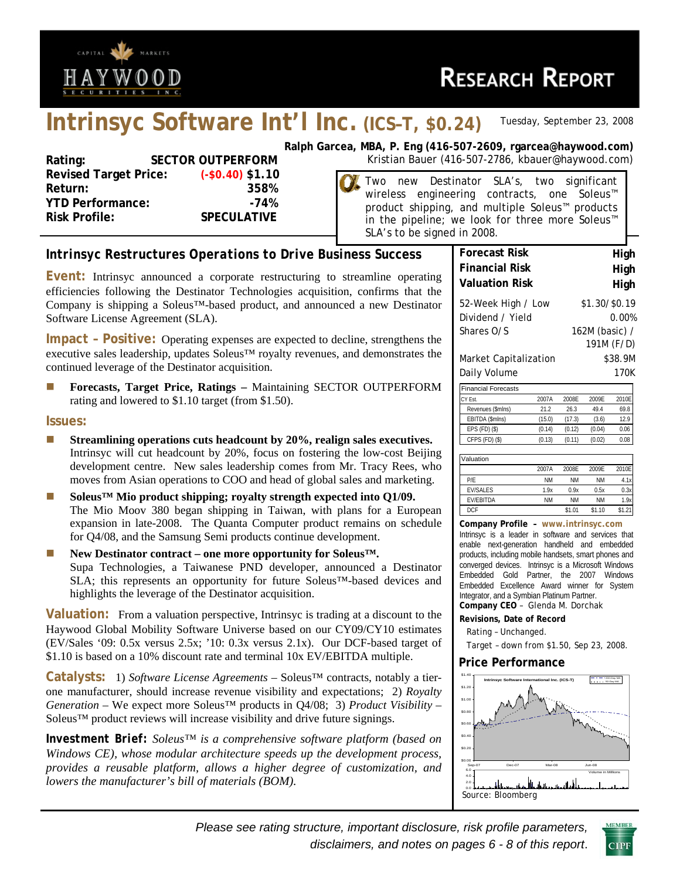# Intrinsyc Software Int'l Inc. (ICS-T, $0.24)

Tuesday, September 23, 2008

**Ralph Garcea, MBA, P. Eng (416-507-2609, rgarcea@haywood.com)**
Kristian Bauer (416-507-2786, kbauer@haywood.com)

| | |
|---|---|
| **Rating:** | **SECTOR OUTPERFORM** |
| **Revised Target Price:** | (-$0.40) **$1.10** |
| **Return:** | **358%** |
| **YTD Performance:** | **-74%** |
| **Risk Profile:** | **SPECULATIVE** |

Two new Destinator SLA's, two significant wireless engineering contracts, one Soleus™ product shipping, and multiple Soleus™ products in the pipeline; we look for three more Soleus™ SLA's to be signed in 2008.

## Intrinsyc Restructures Operations to Drive Business Success

**Event:** Intrinsyc announced a corporate restructuring to streamline operating efficiencies following the Destinator Technologies acquisition, confirms that the Company is shipping a Soleus™-based product, and announced a new Destinator Software License Agreement (SLA).

**Impact – Positive:** Operating expenses are expected to decline, strengthens the executive sales leadership, updates Soleus™ royalty revenues, and demonstrates the continued leverage of the Destinator acquisition.

- **Forecasts, Target Price, Ratings –** Maintaining SECTOR OUTPERFORM rating and lowered to $1.10 target (from $1.50).

**Issues:**

- **Streamlining operations cuts headcount by 20%, realign sales executives.** Intrinsyc will cut headcount by 20%, focus on fostering the low-cost Beijing development centre. New sales leadership comes from Mr. Tracy Rees, who moves from Asian operations to COO and head of global sales and marketing.
- **Soleus™ Mio product shipping; royalty strength expected into Q1/09.** The Mio Moov 380 began shipping in Taiwan, with plans for a European expansion in late-2008. The Quanta Computer product remains on schedule for Q4/08, and the Samsung Semi products continue development.
- **New Destinator contract – one more opportunity for Soleus™.** Supa Technologies, a Taiwanese PND developer, announced a Destinator SLA; this represents an opportunity for future Soleus™-based devices and highlights the leverage of the Destinator acquisition.

**Valuation:** From a valuation perspective, Intrinsyc is trading at a discount to the Haywood Global Mobility Software Universe based on our CY09/CY10 estimates (EV/Sales '09: 0.5x versus 2.5x; '10: 0.3x versus 2.1x). Our DCF-based target of $1.10 is based on a 10% discount rate and terminal 10x EV/EBITDA multiple.

**Catalysts:** 1) *Software License Agreements* – Soleus™ contracts, notably a tier-one manufacturer, should increase revenue visibility and expectations; 2) *Royalty Generation* – We expect more Soleus™ products in Q4/08; 3) *Product Visibility* – Soleus™ product reviews will increase visibility and drive future signings.

**Investment Brief:** *Soleus™ is a comprehensive software platform (based on Windows CE), whose modular architecture speeds up the development process, provides a reusable platform, allows a higher degree of customization, and lowers the manufacturer's bill of materials (BOM).*

| | |
|---|---|
| **Forecast Risk** | **High** |
| **Financial Risk** | **High** |
| **Valuation Risk** | **High** |

| | |
|---|---|
| 52-Week High / Low | $1.30/$0.19 |
| Dividend / Yield | 0.00% |
| Shares O/S | 162M (basic) / 191M (F/D) |
| Market Capitalization | $38.9M |
| Daily Volume | 170K |

| Financial Forecasts | | | | |
|---|---|---|---|---|
| CY Est. | 2007A | 2008E | 2009E | 2010E |
| Revenues ($mlns) | 21.2 | 26.3 | 49.4 | 69.8 |
| EBITDA ($mlns) | (15.0) | (17.3) | (3.6) | 12.9 |
| EPS (FD) ($) | (0.14) | (0.12) | (0.04) | 0.06 |
| CFPS (FD) ($) | (0.13) | (0.11) | (0.02) | 0.08 |

| Valuation | 2007A | 2008E | 2009E | 2010E |
|---|---|---|---|---|
| P/E | NM | NM | NM | 4.1x |
| EV/SALES | 1.9x | 0.9x | 0.5x | 0.3x |
| EV/EBITDA | NM | NM | NM | 1.9x |
| DCF | | $1.01 | $1.10 | $1.21 |

**Company Profile – www.intrinsyc.com**
Intrinsyc is a leader in software and services that enable next-generation handheld and embedded products, including mobile handsets, smart phones and converged devices. Intrinsyc is a Microsoft Windows Embedded Gold Partner, the 2007 Windows Embedded Excellence Award winner for System Integrator, and a Symbian Platinum Partner.
**Company CEO** – Glenda M. Dorchak

**Revisions, Date of Record**
Rating – Unchanged.
Target – down from $1.50, Sep 23, 2008.

**Price Performance**

Source: Bloomberg

*Please see rating structure, important disclosure, risk profile parameters, disclaimers, and notes on pages 6 - 8 of this report.*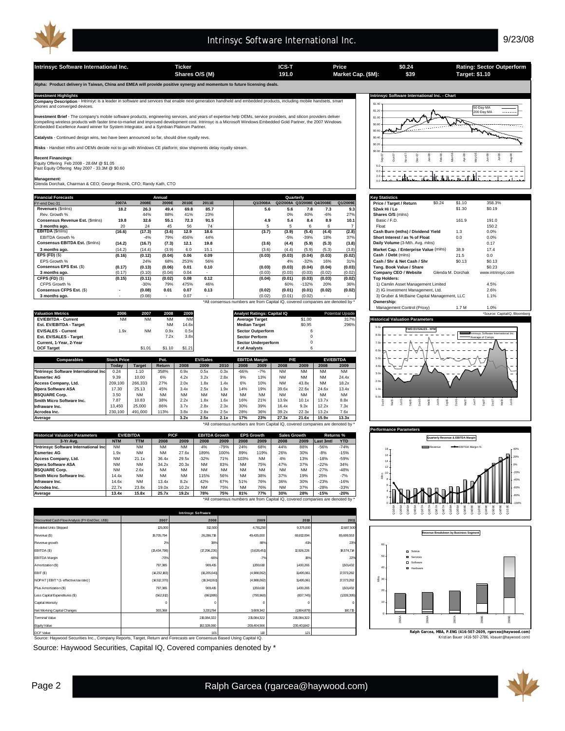# Intrinsyc Software International Inc.

9/23/08

| Intrinsyc Software International Inc. | Ticker | ICS-T | Price | $0.24 | Rating: Sector Outperform |
|---|---|---|---|---|---|
| | Shares O/S (M) | 191.0 | Market Cap. ($M): | $39 | Target: $1.10 |

**Alpha: Product delivery in Taiwan, China and EMEA will provide positive synergy and momentum to future licensing deals.**

## Investment Highlights

**Company Description** - Intrinsyc is a leader in software and services that enable next-generation handheld and embedded products, including mobile handsets, smart phones and converged devices.

**Investment Brief** - The company's mobile software products, engineering services, and years of expertise help OEMs, service providers, and silicon providers deliver compelling wireless products with faster time-to-market and improved development cost. Intrinsyc is a Microsoft Windows Embedded Gold Partner, the 2007 Windows Embedded Excellence Award winner for System Integrator, and a Symbian Platinum Partner.

**Catalysts** - Continued design wins, two have been announced so far, should drive royalty revs.

**Risks** - Handset mftrs and OEMs decide not to go with Windows CE platform; slow shipments delay royalty stream.

**Recent Financings**:
Equity Offering Feb 2008 - 28.6M @ $1.05
Past Equity Offering May 2007 - 33.3M @ $0.60

**Management**:
Glenda Dorchak, Chairman & CEO; George Reznik, CFO; Randy Kath, CTO

## Intrinsyc Software International Inc. - Chart

## Financial Forecasts

| FY-end Dec-31 | 2007A | 2008E | 2009E | 2010E | 2011E | Q1/2008A | Q2/2008A | Q3/2008E | Q4/2008E | Q1/2009E |
|---|---|---|---|---|---|---|---|---|---|---|
| | | | Annual | | | | | Quarterly | | |
| **Revenues** ($mlns) | 18.2 | 26.3 | 49.4 | 69.8 | 85.7 | 5.6 | 5.6 | 7.8 | 7.3 | 9.3 |
| Rev. Growth % | | 44% | 88% | 41% | 23% | | 0% | 40% | -6% | 27% |
| **Consensus Revenue Est.** ($mlns) | 19.8 | 32.6 | 55.1 | 72.3 | 91.5 | 4.9 | 5.4 | 8.4 | 8.9 | 10.1 |
| **3 months ago.** | 20 | 24 | 45 | 56 | 74 | 5 | 5 | 6 | 6 | 7 |
| **EBITDA** ($mlns) | (16.6) | (17.3) | (3.6) | 12.9 | 18.6 | (3.7) | (3.9) | (5.4) | (4.4) | (2.8) |
| EBITDA Growth % | | -4% | 79% | 456% | 44% | | -5% | -39% | 18% | 37% |
| **Consensus EBITDA Est.** ($mlns) | (14.2) | (16.7) | (7.3) | 12.1 | 19.8 | (3.6) | (4.4) | (5.9) | (5.3) | (3.8) |
| **3 months ago.** | (14.2) | (14.4) | (3.9) | 6.0 | 15.1 | (3.6) | (4.4) | (5.9) | (5.3) | (3.8) |
| **EPS (FD)** ($) | (0.16) | (0.12) | (0.04) | 0.06 | 0.09 | (0.03) | (0.03) | (0.04) | (0.03) | (0.02) |
| EPS Growth % | | 24% | 68% | 253% | 56% | | 4% | -32% | 16% | 31% |
| **Consensus EPS Est.** ($) | (0.17) | (0.13) | (0.06) | 0.01 | 0.10 | (0.03) | (0.03) | (0.04) | (0.04) | (0.03) |
| **3 months ago.** | (0.17) | (0.10) | (0.04) | 0.04 | - | (0.03) | (0.03) | (0.03) | (0.02) | (0.02) |
| **CFPS (FD)** ($) | (0.15) | (0.11) | (0.02) | 0.08 | 0.12 | (0.04) | (0.01) | (0.03) | (0.03) | (0.02) |
| CFPS Growth % | | -30% | 79% | 475% | 46% | | 60% | -132% | 20% | 36% |
| **Consensus CFPS Est.** ($) | - | (0.08) | 0.01 | 0.07 | 0.13 | (0.02) | (0.01) | (0.01) | (0.02) | (0.02) |
| **3 months ago.** | - | (0.08) | - | 0.07 | - | (0.02) | (0.01) | (0.02) | - | - |

*All consensus numbers are from Capital IQ, covered companies are denoted by *

## Key Statistics

| | | | |
|---|---|---|---|
| **Price / Target / Return** | $0.24 | $1.10 | 358.3% |
| **52wk Hi / Lo** | | $1.30 | $0.19 |
| **Shares O/S** (mlns) | | | |
| Basic / F.D. | | 161.9 | 191.0 |
| Float | | | 150.2 |
| **Cash Burn (mths) / Dividend Yield** | | 1.3 | 0.0% |
| **Short Interest / as % of Float** | | 0.0 | 0.0% |
| **Daily Volume** (3-Mth. Avg. mlns) | | | 0.17 |
| **Market Cap. / Enterprise Value** (mlns) | | 38.9 | 17.4 |
| **Cash / Debt** (mlns) | | 21.5 | 0.0 |
| **Cash / Shr & Net Cash / Shr** | | $0.13 | $0.13 |
| **Tang. Book Value / Share** | | | $0.23 |
| **Company CEO / Website** | | Glenda M. Dorchak | www.intrinsyc.com |
| **Top Holders:** | | | |
| 1) Camlin Asset Management Limited | | | 4.5% |
| 2) IG Investment Management, Ltd. | | | 2.6% |
| 3) Gruber & McBaine Capital Management, LLC | | | 1.1% |
| **Ownership:** | | | |
| Management Control (Proxy) | | 1.7 M | 1.0% |

*Source: CapitalIQ, Bloomberg

## Valuation Metrics

| Valuation Metrics | 2006 | 2007 | 2008 | 2009 |
|---|---|---|---|---|
| **EV/EBITDA - Current** | NM | NM | NM | NM |
| **Est. EV/EBITDA - Target** | | | NM | 14.6x |
| **EV/SALES - Current** | 1.9x | NM | 0.9x | 0.5x |
| **Est. EV/SALES - Target** | | | 7.2x | 3.8x |
| **Current, 1-Year, 2-Year** | | | | |
| **DCF Target** | | $1.01 | $1.10 | $1.21 |

| Analyst Ratings: Capital IQ | | Potential Upside |
|---|---|---|
| **Average Target** | $1.00 | 317% |
| **Median Target** | $0.95 | 296% |
| **Sector Outperform** | 6 | |
| **Sector Perform** | 0 | |
| **Sector Underperform** | 0 | |
| **# of Analysts** | 6 | |

## Historical Valuation Parameters

FWD EV/SALES - NTM (Intrinsyc Software International Inc; Average of Comps)

## Comparables

| Comparables | Stock Price Today | Target | Pot. Return | EV/Sales 2008 | EV/Sales 2009 | EV/Sales 2010 | EBITDA Margin 2008 | EBITDA Margin 2009 | P/E 2008 | P/E 2009 | EV/EBITDA 2008 | EV/EBITDA 2009 |
|---|---|---|---|---|---|---|---|---|---|---|---|---|
| *Intrinsyc Software International Inc | 0.24 | 1.10 | 358% | 0.9x | 0.5x | 0.3x | -66% | -7% | NM | NM | NM | NM |
| Esmertec AG | 9.39 | 10.00 | 6% | 4.2x | 3.2x | 2.8x | 9% | 13% | NM | NM | NM | 24.4x |
| Access Company, Ltd. | 209,100 | 266,333 | 27% | 2.0x | 1.8x | 1.4x | 6% | 10% | NM | 43.8x | NM | 18.2x |
| Opera Software ASA | 17.30 | 25.13 | 45% | 3.4x | 2.5x | 1.9x | 14% | 19% | 39.6x | 22.6x | 24.6x | 13.4x |
| BSQUARE Corp. | 3.50 | NM | NM | NM | NM | NM | NM | NM | NM | NM | NM | NM |
| Smith Micro Software Inc. | 7.87 | 10.83 | 38% | 2.2x | 1.8x | 1.6x | 16% | 21% | 13.9x | 10.1x | 13.7x | 8.8x |
| Infraware Inc. | 13,450 | 25,000 | 86% | 3.7x | 2.8x | 2.3x | 30% | 39% | 16.4x | 9.3x | 12.2x | 7.3x |
| Acrodea Inc. | 230,100 | 491,000 | 113% | 3.8x | 2.8x | 2.5x | 28% | 36% | 39.2x | 22.3x | 13.2x | 7.6x |
| **Average** | | | | **3.2x** | **2.5x** | **2.1x** | **17%** | **23%** | **27.3x** | **21.6x** | **15.9x** | **13.3x** |

*All consensus numbers are from Capital IQ, covered companies are denoted by *

## Historical Valuation Parameters

| 3-Yr Avg. | EV/EBITDA NTM | EV/EBITDA TTM | P/CF 2008 | P/CF 2009 | EBITDA Growth 2008 | EBITDA Growth 2009 | EPS Growth 2008 | EPS Growth 2009 | Sales Growth 2008 | Sales Growth 2009 | Returns % Last 3mtl | Returns % YTD |
|---|---|---|---|---|---|---|---|---|---|---|---|---|
| *Intrinsyc Software International Inc | NM | NM | NM | NM | 4% | -79% | 24% | 68% | 44% | 88% | -56% | -74% |
| Esmertec AG | 1.9x | NM | NM | 27.6x | 189% | 100% | 89% | 119% | 26% | 30% | -8% | -15% |
| Access Company, Ltd. | NM | 21.1x | 36.4x | 29.5x | -32% | 71% | 103% | NM | 4% | 13% | -18% | -59% |
| Opera Software ASA | NM | NM | 34.2x | 20.3x | NM | 83% | NM | 75% | 47% | 37% | -22% | 34% |
| BSQUARE Corp. | NM | 2.6x | NM | NM | NM | NM | NM | NM | NM | NM | -27% | -48% |
| Smith Micro Software Inc. | 14.4x | NM | NM | NM | 115% | 56% | NM | 38% | 37% | 19% | 25% | -7% |
| Infraware Inc. | 14.6x | NM | 13.4x | 8.2x | 42% | 67% | 51% | 76% | 36% | 30% | -23% | -16% |
| Acrodea Inc. | 22.7x | 23.8x | 19.0x | 10.2x | NM | 75% | NM | 76% | NM | 37% | -28% | -33% |
| **Average** | **13.4x** | **15.8x** | **25.7x** | **19.2x** | **78%** | **75%** | **81%** | **77%** | **30%** | **28%** | **-15%** | **-20%** |

*All consensus numbers are from Capital IQ, covered companies are denoted by *

## Performance Parameters

Quarterly Revenue & EBITDA Margin

## Intrinsyc Software

| Discounted Cash Flow Analysis (FY-End Dec, US$) | 2007 | 2008 | 2009 | 2010 | 2011 |
|---|---|---|---|---|---|
| Modeled Units Shipped | 125,000 | 312,500 | 4,781,250 | 9,375,000 | 12,687,500 |
| Revenue ($) | 19,705,794 | 26,286,718 | 49,435,000 | 69,812,094 | 85,699,553 |
| Revenue growth | 2% | 38% | 88% | 41% | 23% |
| EBITDA ($) | (13,434,798) | (17,296,226) | (3,628,451) | 12,926,226 | 18,574,714 |
| EBITDA Margin | -70% | -66% | -7% | 19% | 22% |
| Amortization ($) | 797,385 | 909,415 | 1,359,610 | 1,430,265 | 1,501,432 |
| EBIT ($) | (14,232,183) | (18,205,641) | (4,988,062) | 11,495,961 | 17,073,282 |
| NOPAT [ EBIT * (1- effective tax rate) ] | (14,512,370) | (18,341,551) | (4,988,062) | 11,495,961 | 17,073,282 |
| Plus Amortization ($) | 797,385 | 909,415 | 1,359,610 | 1,430,265 | 1,501,432 |
| Less Capital Expenditures ($) | (562,912) | (861,999) | (790,960) | (837,745) | (1,028,395) |
| Capital Intensity | 0 | 0 | 0 | 0 | 0 |
| Net Working Capital Changes | 303,368 | 3,331,784 | 3,609,342 | (1,904,879) | 160,715 |
| Terminal Value | | 215,084,322 | 215,084,322 | 215,084,322 | |
| Equity Value | | 182,328,060 | 209,404,566 | 230,401,642 | |
| DCF Value | | 1.01 | 1.10 | 1.21 | |

Source: Haywood Securities Inc., Company Reports, Target, Return and Forecasts are Consensus Based Using Capital IQ.

Revenue Breakdown by Business Segment (Soleus; Services; Software; Hardware)

Ralph Garcea, MBA, P.ENG (416-507-2609, rgarcea@haywood.com)
Kristian Bauer (416-507-2786, kbauer@haywood.com)

Source: Haywood Securities, Capital IQ, Covered companies denoted by *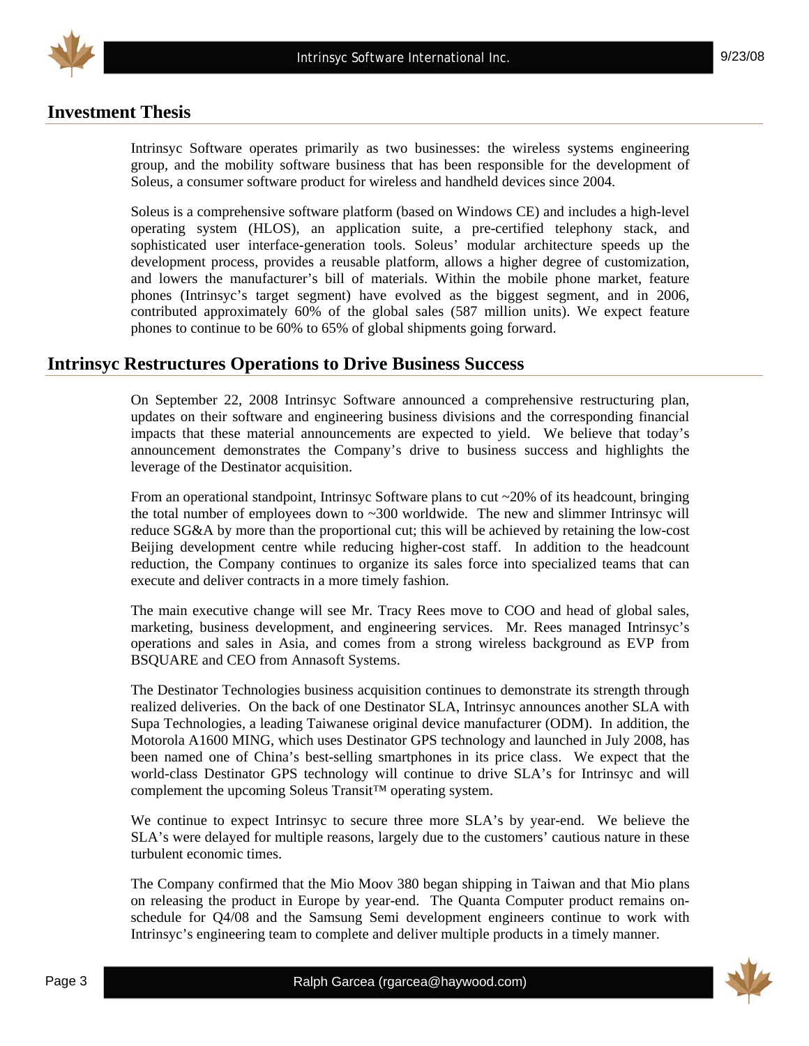## Investment Thesis

Intrinsyc Software operates primarily as two businesses: the wireless systems engineering group, and the mobility software business that has been responsible for the development of Soleus, a consumer software product for wireless and handheld devices since 2004.

Soleus is a comprehensive software platform (based on Windows CE) and includes a high-level operating system (HLOS), an application suite, a pre-certified telephony stack, and sophisticated user interface-generation tools. Soleus' modular architecture speeds up the development process, provides a reusable platform, allows a higher degree of customization, and lowers the manufacturer's bill of materials. Within the mobile phone market, feature phones (Intrinsyc's target segment) have evolved as the biggest segment, and in 2006, contributed approximately 60% of the global sales (587 million units). We expect feature phones to continue to be 60% to 65% of global shipments going forward.

## Intrinsyc Restructures Operations to Drive Business Success

On September 22, 2008 Intrinsyc Software announced a comprehensive restructuring plan, updates on their software and engineering business divisions and the corresponding financial impacts that these material announcements are expected to yield. We believe that today's announcement demonstrates the Company's drive to business success and highlights the leverage of the Destinator acquisition.

From an operational standpoint, Intrinsyc Software plans to cut ~20% of its headcount, bringing the total number of employees down to ~300 worldwide. The new and slimmer Intrinsyc will reduce SG&A by more than the proportional cut; this will be achieved by retaining the low-cost Beijing development centre while reducing higher-cost staff. In addition to the headcount reduction, the Company continues to organize its sales force into specialized teams that can execute and deliver contracts in a more timely fashion.

The main executive change will see Mr. Tracy Rees move to COO and head of global sales, marketing, business development, and engineering services. Mr. Rees managed Intrinsyc's operations and sales in Asia, and comes from a strong wireless background as EVP from BSQUARE and CEO from Annasoft Systems.

The Destinator Technologies business acquisition continues to demonstrate its strength through realized deliveries. On the back of one Destinator SLA, Intrinsyc announces another SLA with Supa Technologies, a leading Taiwanese original device manufacturer (ODM). In addition, the Motorola A1600 MING, which uses Destinator GPS technology and launched in July 2008, has been named one of China's best-selling smartphones in its price class. We expect that the world-class Destinator GPS technology will continue to drive SLA's for Intrinsyc and will complement the upcoming Soleus Transit™ operating system.

We continue to expect Intrinsyc to secure three more SLA's by year-end. We believe the SLA's were delayed for multiple reasons, largely due to the customers' cautious nature in these turbulent economic times.

The Company confirmed that the Mio Moov 380 began shipping in Taiwan and that Mio plans on releasing the product in Europe by year-end. The Quanta Computer product remains on-schedule for Q4/08 and the Samsung Semi development engineers continue to work with Intrinsyc's engineering team to complete and deliver multiple products in a timely manner.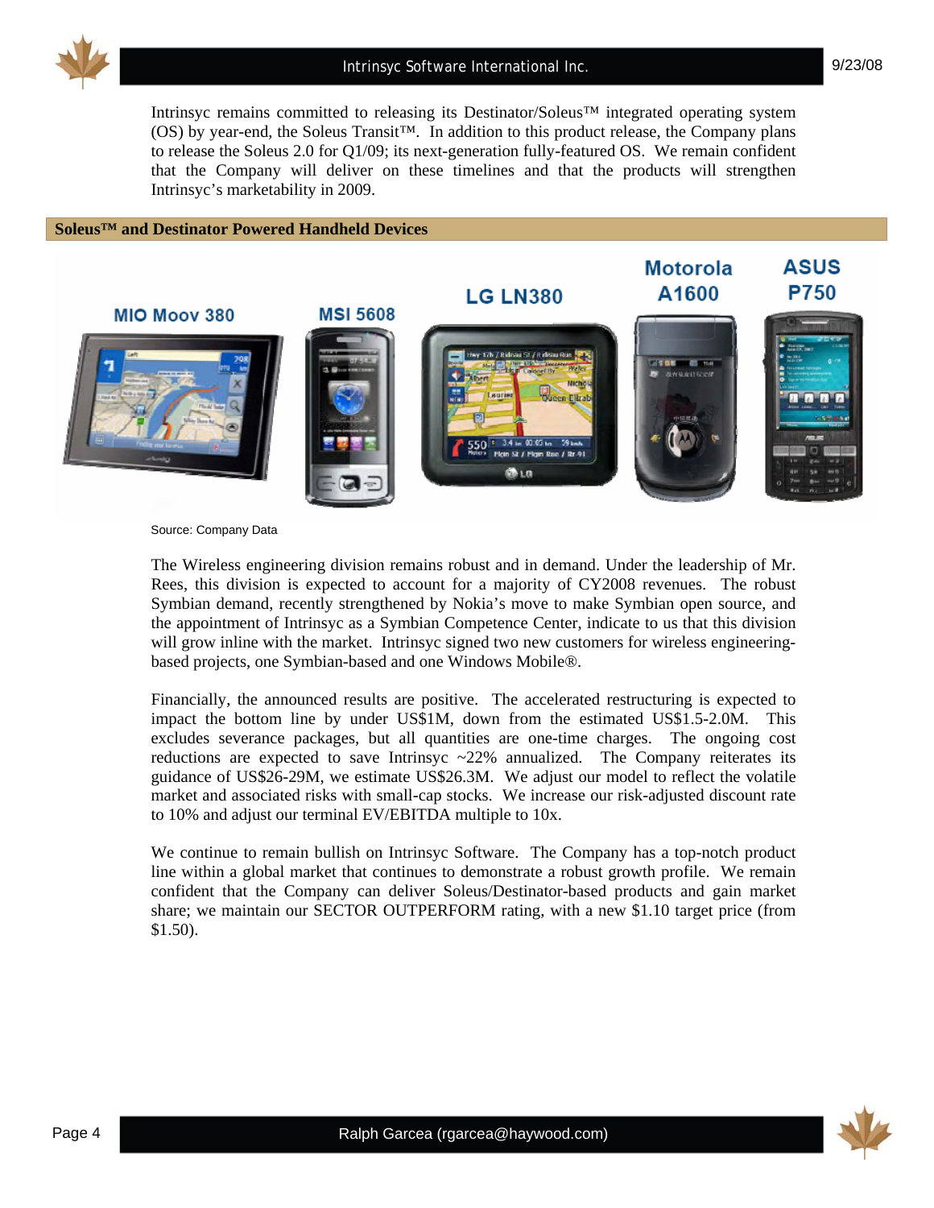Intrinsyc remains committed to releasing its Destinator/Soleus™ integrated operating system (OS) by year-end, the Soleus Transit™. In addition to this product release, the Company plans to release the Soleus 2.0 for Q1/09; its next-generation fully-featured OS. We remain confident that the Company will deliver on these timelines and that the products will strengthen Intrinsyc's marketability in 2009.

## Soleus™ and Destinator Powered Handheld Devices

MIO Moov 380 | MSI 5608 | LG LN380 | Motorola A1600 | ASUS P750

Source: Company Data

The Wireless engineering division remains robust and in demand. Under the leadership of Mr. Rees, this division is expected to account for a majority of CY2008 revenues. The robust Symbian demand, recently strengthened by Nokia's move to make Symbian open source, and the appointment of Intrinsyc as a Symbian Competence Center, indicate to us that this division will grow inline with the market. Intrinsyc signed two new customers for wireless engineering-based projects, one Symbian-based and one Windows Mobile®.

Financially, the announced results are positive. The accelerated restructuring is expected to impact the bottom line by under US$1M, down from the estimated US$1.5-2.0M. This excludes severance packages, but all quantities are one-time charges. The ongoing cost reductions are expected to save Intrinsyc ~22% annualized. The Company reiterates its guidance of US$26-29M, we estimate US$26.3M. We adjust our model to reflect the volatile market and associated risks with small-cap stocks. We increase our risk-adjusted discount rate to 10% and adjust our terminal EV/EBITDA multiple to 10x.

We continue to remain bullish on Intrinsyc Software. The Company has a top-notch product line within a global market that continues to demonstrate a robust growth profile. We remain confident that the Company can deliver Soleus/Destinator-based products and gain market share; we maintain our SECTOR OUTPERFORM rating, with a new $1.10 target price (from $1.50).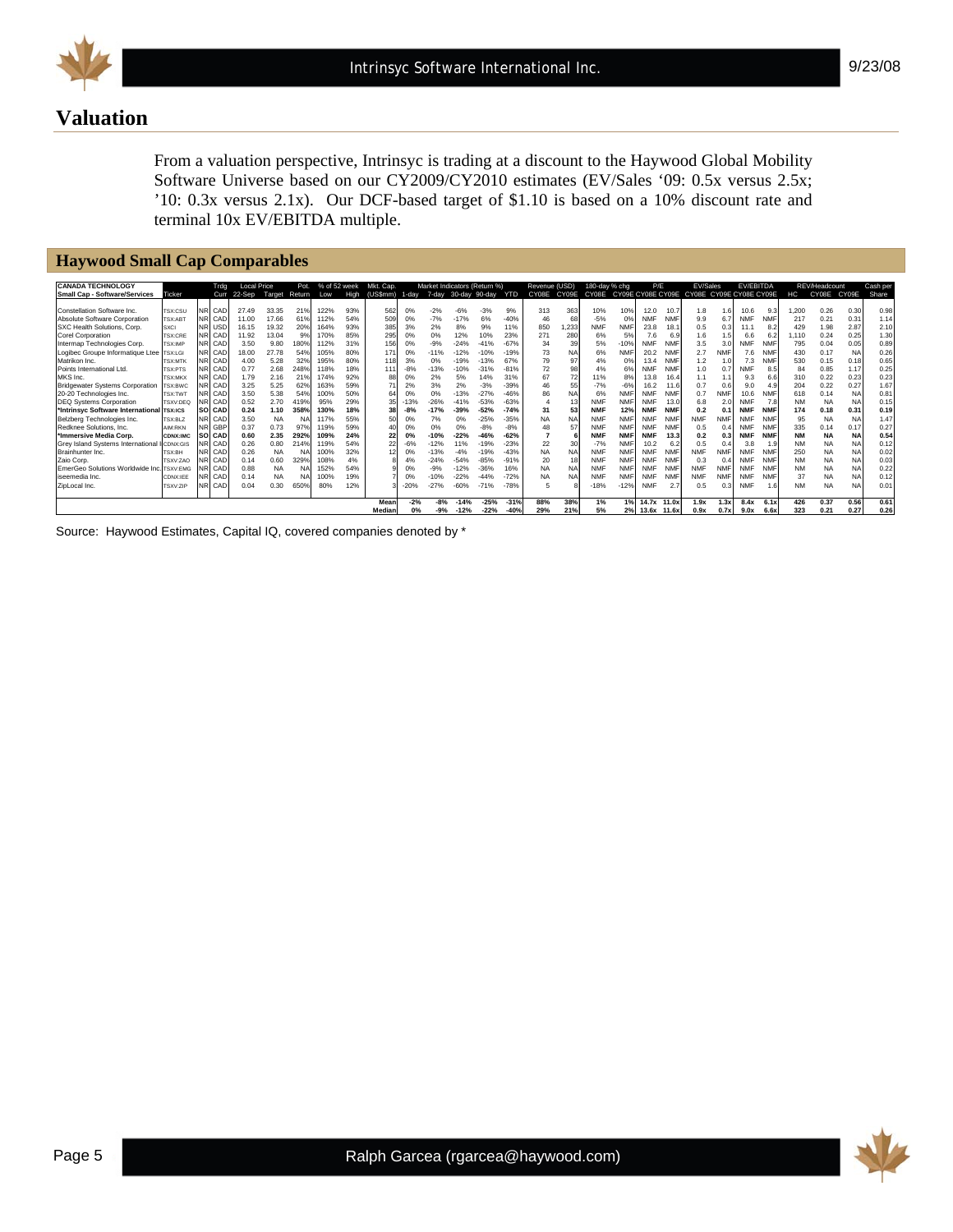# Valuation

From a valuation perspective, Intrinsyc is trading at a discount to the Haywood Global Mobility Software Universe based on our CY2009/CY2010 estimates (EV/Sales '09: 0.5x versus 2.5x; '10: 0.3x versus 2.1x). Our DCF-based target of $1.10 is based on a 10% discount rate and terminal 10x EV/EBITDA multiple.

## Haywood Small Cap Comparables

| CANADA TECHNOLOGY | | | Trdg | Local Price | | Pot. | % of 52 week | | Mkt. Cap. | Market Indicators (Return %) | | | | | Revenue (USD) | | 180-day % chg | | P/E | | EV/Sales | | EV/EBITDA | | REV/Headcount | | | Cash per |
|---|---|---|---|---|---|---|---|---|---|---|---|---|---|---|---|---|---|---|---|---|---|---|---|---|---|---|---|---|
| Small Cap - Software/Services | Ticker | | Curr | 22-Sep | Target | Return | Low | High | (US$mm) | 1-day | 7-day | 30-day | 90-day | YTD | CY08E | CY09E | CY08E | CY09E | CY08E | CY09E | CY08E | CY09E | CY08E | CY09E | HC | CY08E | CY09E | Share |
| Constellation Software Inc. | TSX:CSU | NR | CAD | 27.49 | 33.35 | 21% | 122% | 93% | 562 | 0% | -2% | -6% | -3% | 9% | 313 | 363 | 10% | 10% | 12.0 | 10.7 | 1.8 | 1.6 | 10.6 | 9.3 | 1,200 | 0.26 | 0.30 | 0.98 |
| Absolute Software Corporation | TSX:ABT | NR | CAD | 11.00 | 17.66 | 61% | 112% | 54% | 509 | 0% | -7% | -17% | 6% | -40% | 46 | 68 | -5% | 0% | NMF | NMF | 9.9 | 6.7 | NMF | NMF | 217 | 0.21 | 0.31 | 1.14 |
| SXC Health Solutions, Corp. | SXCI | NR | USD | 16.15 | 19.32 | 20% | 164% | 93% | 385 | 3% | 2% | 8% | 9% | 11% | 850 | 1,233 | NMF | NMF | 23.8 | 18.1 | 0.5 | 0.3 | 11.1 | 8.2 | 429 | 1.98 | 2.87 | 2.10 |
| Corel Corporation | TSX:CRE | NR | CAD | 11.92 | 13.04 | 9% | 170% | 85% | 295 | 0% | 0% | 12% | 10% | 23% | 271 | 280 | 6% | 5% | 7.6 | 6.9 | 1.6 | 1.5 | 6.6 | 6.2 | 1,110 | 0.24 | 0.25 | 1.30 |
| Intermap Technologies Corp. | TSX:IMP | NR | CAD | 3.50 | 9.80 | 180% | 112% | 31% | 156 | 0% | -9% | -24% | -41% | -67% | 34 | 39 | 5% | -10% | NMF | NMF | 3.5 | 3.0 | NMF | NMF | 795 | 0.04 | 0.05 | 0.89 |
| Logibec Groupe Informatique Ltee | TSX:LGI | NR | CAD | 18.00 | 27.78 | 54% | 105% | 80% | 171 | 0% | -11% | -12% | -10% | -19% | 73 | NA | 6% | NMF | 20.2 | NMF | 2.7 | NMF | 7.6 | NMF | 430 | 0.17 | NA | 0.26 |
| Matrikon Inc. | TSX:MTK | NR | CAD | 4.00 | 5.28 | 32% | 195% | 80% | 118 | 3% | 0% | -19% | -13% | 67% | 79 | 97 | 4% | 0% | 13.4 | NMF | 1.2 | 1.0 | 7.3 | NMF | 530 | 0.15 | 0.18 | 0.65 |
| Points International Ltd. | TSX:PTS | NR | CAD | 0.77 | 2.68 | 248% | 118% | 18% | 111 | -8% | -13% | -10% | -31% | -81% | 72 | 98 | 4% | 6% | NMF | NMF | 1.0 | 0.7 | NMF | 8.5 | 84 | 0.85 | 1.17 | 0.25 |
| MKS Inc. | TSX:MKX | NR | CAD | 1.79 | 2.16 | 21% | 174% | 92% | 88 | 0% | 2% | 5% | 14% | 31% | 67 | 72 | 11% | 8% | 13.8 | 16.4 | 1.1 | 1.1 | 9.3 | 6.6 | 310 | 0.22 | 0.23 | 0.23 |
| Bridgewater Systems Corporation | TSX:BWC | NR | CAD | 3.25 | 5.25 | 62% | 163% | 59% | 71 | 2% | 3% | 2% | -3% | -39% | 46 | 55 | -7% | -6% | 16.2 | 11.6 | 0.7 | 0.6 | 9.0 | 4.9 | 204 | 0.22 | 0.27 | 1.67 |
| 20-20 Technologies Inc. | TSX:TWT | NR | CAD | 3.50 | 5.38 | 54% | 100% | 50% | 64 | 0% | 0% | -13% | -27% | -46% | 86 | NA | 6% | NMF | NMF | NMF | 0.7 | NMF | 10.6 | NMF | 618 | 0.14 | NA | 0.81 |
| DEQ Systems Corporation | TSXV:DEQ | NR | CAD | 0.52 | 2.70 | 419% | 95% | 29% | 35 | -13% | -26% | -41% | -53% | -63% | 4 | 13 | NMF | NMF | NMF | 13.0 | 6.8 | 2.0 | NMF | 7.8 | NM | NA | NA | 0.15 |
| **\*Intrinsyc Software International** | **TSX:ICS** | **SO** | **CAD** | **0.24** | **1.10** | **358%** | **130%** | **18%** | **38** | **-8%** | **-17%** | **-39%** | **-52%** | **-74%** | **31** | **53** | **NMF** | **12%** | **NMF** | **NMF** | **0.2** | **0.1** | **NMF** | **NMF** | **174** | **0.18** | **0.31** | **0.19** |
| Belzberg Technologies Inc. | TSX:BLZ | NR | CAD | 3.50 | NA | NA | 117% | 55% | 50 | 0% | 7% | 0% | -25% | -35% | NA | NA | NMF | NMF | NMF | NMF | NMF | NMF | NMF | NMF | 95 | NA | NA | 1.47 |
| Redknee Solutions, Inc. | AIM:RKN | NR | GBP | 0.37 | 0.73 | 97% | 119% | 59% | 40 | 0% | 0% | 0% | -8% | -8% | 48 | 57 | NMF | NMF | NMF | NMF | 0.5 | 0.4 | NMF | NMF | 335 | 0.14 | 0.17 | 0.27 |
| **\*Immersive Media Corp.** | **CDNX:IMC** | **SO** | **CAD** | **0.60** | **2.35** | **292%** | **109%** | **24%** | **22** | **0%** | **-10%** | **-22%** | **-46%** | **-62%** | **7** | **6** | **NMF** | **NMF** | **NMF** | **13.3** | **0.2** | **0.3** | **NMF** | **NMF** | **NM** | **NA** | **NA** | **0.54** |
| Grey Island Systems International I | CDNX:GIS | NR | CAD | 0.26 | 0.80 | 214% | 119% | 54% | 22 | -6% | -12% | 11% | -19% | -23% | 22 | 30 | -7% | NMF | 10.2 | 6.2 | 0.5 | 0.4 | 3.8 | 1.9 | NM | NA | NA | 0.12 |
| Brainhunter Inc. | TSX:BH | NR | CAD | 0.26 | NA | NA | 100% | 32% | 12 | 0% | -13% | -4% | -19% | -43% | NA | NA | NMF | NMF | NMF | NMF | NMF | NMF | NMF | NMF | 250 | NA | NA | 0.02 |
| Zaio Corp. | TSXV:ZAO | NR | CAD | 0.14 | 0.60 | 329% | 108% | 4% | 8 | 4% | -24% | -54% | -85% | -91% | 20 | 18 | NMF | NMF | NMF | NMF | 0.3 | 0.4 | NMF | NMF | NM | NA | NA | 0.03 |
| EmerGeo Solutions Worldwide Inc. | TSXV:EMG | NR | CAD | 0.88 | NA | NA | 152% | 54% | 9 | 0% | -9% | -12% | -36% | 16% | NA | NA | NMF | NMF | NMF | NMF | NMF | NMF | NMF | NMF | NM | NA | NA | 0.22 |
| iseemedia Inc. | CDNX:IEE | NR | CAD | 0.14 | NA | NA | 100% | 19% | 7 | 0% | -10% | -22% | -44% | -72% | NA | NA | NMF | NMF | NMF | NMF | NMF | NMF | NMF | NMF | 37 | NA | NA | 0.12 |
| ZipLocal Inc. | TSXV:ZIP | NR | CAD | 0.04 | 0.30 | 650% | 80% | 12% | 3 | -20% | -27% | -60% | -71% | -78% | 5 | 8 | -18% | -12% | NMF | 2.7 | 0.5 | 0.3 | NMF | 1.6 | NM | NA | NA | 0.01 |
| | | | | | | | | | **Mean** | **-2%** | **-8%** | **-14%** | **-25%** | **-31%** | **88%** | **38%** | **1%** | **1%** | **14.7x** | **11.0x** | **1.9x** | **1.3x** | **8.4x** | **6.1x** | **426** | **0.37** | **0.56** | **0.61** |
| | | | | | | | | | **Median** | **0%** | **-9%** | **-12%** | **-22%** | **-40%** | **29%** | **21%** | **5%** | **2%** | **13.6x** | **11.6x** | **0.9x** | **0.7x** | **9.0x** | **6.6x** | **323** | **0.21** | **0.27** | **0.26** |

Source: Haywood Estimates, Capital IQ, covered companies denoted by *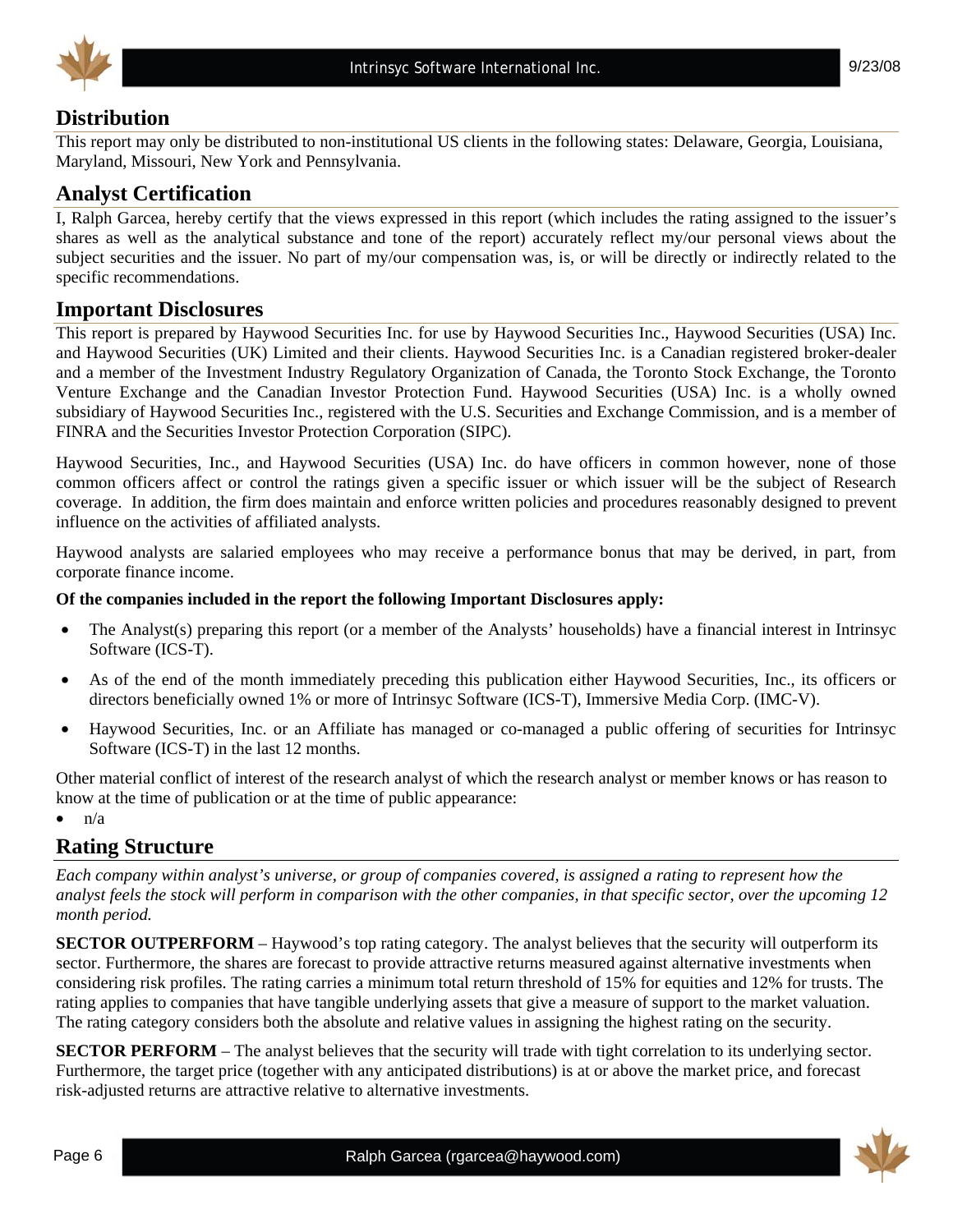## Distribution

This report may only be distributed to non-institutional US clients in the following states: Delaware, Georgia, Louisiana, Maryland, Missouri, New York and Pennsylvania.

## Analyst Certification

I, Ralph Garcea, hereby certify that the views expressed in this report (which includes the rating assigned to the issuer's shares as well as the analytical substance and tone of the report) accurately reflect my/our personal views about the subject securities and the issuer. No part of my/our compensation was, is, or will be directly or indirectly related to the specific recommendations.

## Important Disclosures

This report is prepared by Haywood Securities Inc. for use by Haywood Securities Inc., Haywood Securities (USA) Inc. and Haywood Securities (UK) Limited and their clients. Haywood Securities Inc. is a Canadian registered broker-dealer and a member of the Investment Industry Regulatory Organization of Canada, the Toronto Stock Exchange, the Toronto Venture Exchange and the Canadian Investor Protection Fund. Haywood Securities (USA) Inc. is a wholly owned subsidiary of Haywood Securities Inc., registered with the U.S. Securities and Exchange Commission, and is a member of FINRA and the Securities Investor Protection Corporation (SIPC).

Haywood Securities, Inc., and Haywood Securities (USA) Inc. do have officers in common however, none of those common officers affect or control the ratings given a specific issuer or which issuer will be the subject of Research coverage. In addition, the firm does maintain and enforce written policies and procedures reasonably designed to prevent influence on the activities of affiliated analysts.

Haywood analysts are salaried employees who may receive a performance bonus that may be derived, in part, from corporate finance income.

**Of the companies included in the report the following Important Disclosures apply:**

- The Analyst(s) preparing this report (or a member of the Analysts' households) have a financial interest in Intrinsyc Software (ICS-T).
- As of the end of the month immediately preceding this publication either Haywood Securities, Inc., its officers or directors beneficially owned 1% or more of Intrinsyc Software (ICS-T), Immersive Media Corp. (IMC-V).
- Haywood Securities, Inc. or an Affiliate has managed or co-managed a public offering of securities for Intrinsyc Software (ICS-T) in the last 12 months.

Other material conflict of interest of the research analyst of which the research analyst or member knows or has reason to know at the time of publication or at the time of public appearance:

- n/a

## Rating Structure

*Each company within analyst's universe, or group of companies covered, is assigned a rating to represent how the analyst feels the stock will perform in comparison with the other companies, in that specific sector, over the upcoming 12 month period.*

**SECTOR OUTPERFORM** – Haywood's top rating category. The analyst believes that the security will outperform its sector. Furthermore, the shares are forecast to provide attractive returns measured against alternative investments when considering risk profiles. The rating carries a minimum total return threshold of 15% for equities and 12% for trusts. The rating applies to companies that have tangible underlying assets that give a measure of support to the market valuation. The rating category considers both the absolute and relative values in assigning the highest rating on the security.

**SECTOR PERFORM** – The analyst believes that the security will trade with tight correlation to its underlying sector. Furthermore, the target price (together with any anticipated distributions) is at or above the market price, and forecast risk-adjusted returns are attractive relative to alternative investments.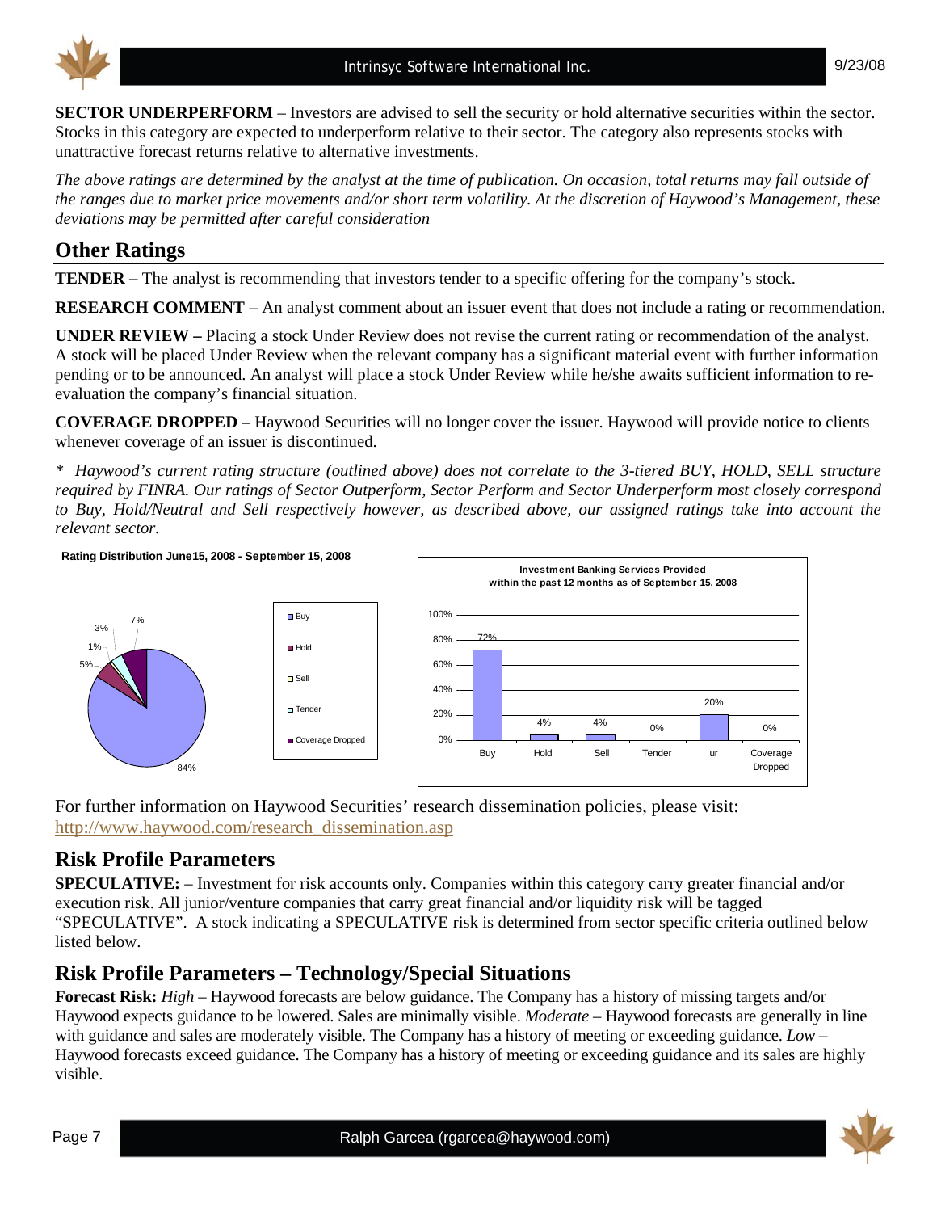**SECTOR UNDERPERFORM** – Investors are advised to sell the security or hold alternative securities within the sector. Stocks in this category are expected to underperform relative to their sector. The category also represents stocks with unattractive forecast returns relative to alternative investments.

*The above ratings are determined by the analyst at the time of publication. On occasion, total returns may fall outside of the ranges due to market price movements and/or short term volatility. At the discretion of Haywood's Management, these deviations may be permitted after careful consideration*

## Other Ratings

**TENDER –** The analyst is recommending that investors tender to a specific offering for the company's stock.

**RESEARCH COMMENT** – An analyst comment about an issuer event that does not include a rating or recommendation.

**UNDER REVIEW –** Placing a stock Under Review does not revise the current rating or recommendation of the analyst. A stock will be placed Under Review when the relevant company has a significant material event with further information pending or to be announced. An analyst will place a stock Under Review while he/she awaits sufficient information to re-evaluation the company's financial situation.

**COVERAGE DROPPED** – Haywood Securities will no longer cover the issuer. Haywood will provide notice to clients whenever coverage of an issuer is discontinued.

*\* Haywood's current rating structure (outlined above) does not correlate to the 3-tiered BUY, HOLD, SELL structure required by FINRA. Our ratings of Sector Outperform, Sector Perform and Sector Underperform most closely correspond to Buy, Hold/Neutral and Sell respectively however, as described above, our assigned ratings take into account the relevant sector.*

**Rating Distribution June15, 2008 - September 15, 2008**

| Rating | Distribution |
|---|---|
| Buy | 84% |
| Hold | 5% |
| Sell | 1% |
| Tender | 3% |
| Coverage Dropped | 7% |

**Investment Banking Services Provided within the past 12 months as of September 15, 2008**

| Buy | Hold | Sell | Tender | ur | Coverage Dropped |
|---|---|---|---|---|---|
| 72% | 4% | 4% | 0% | 20% | 0% |

For further information on Haywood Securities' research dissemination policies, please visit: http://www.haywood.com/research_dissemination.asp

## Risk Profile Parameters

**SPECULATIVE:** – Investment for risk accounts only. Companies within this category carry greater financial and/or execution risk. All junior/venture companies that carry great financial and/or liquidity risk will be tagged "SPECULATIVE". A stock indicating a SPECULATIVE risk is determined from sector specific criteria outlined below listed below.

## Risk Profile Parameters – Technology/Special Situations

**Forecast Risk:** *High* – Haywood forecasts are below guidance. The Company has a history of missing targets and/or Haywood expects guidance to be lowered. Sales are minimally visible. *Moderate* – Haywood forecasts are generally in line with guidance and sales are moderately visible. The Company has a history of meeting or exceeding guidance. *Low* – Haywood forecasts exceed guidance. The Company has a history of meeting or exceeding guidance and its sales are highly visible.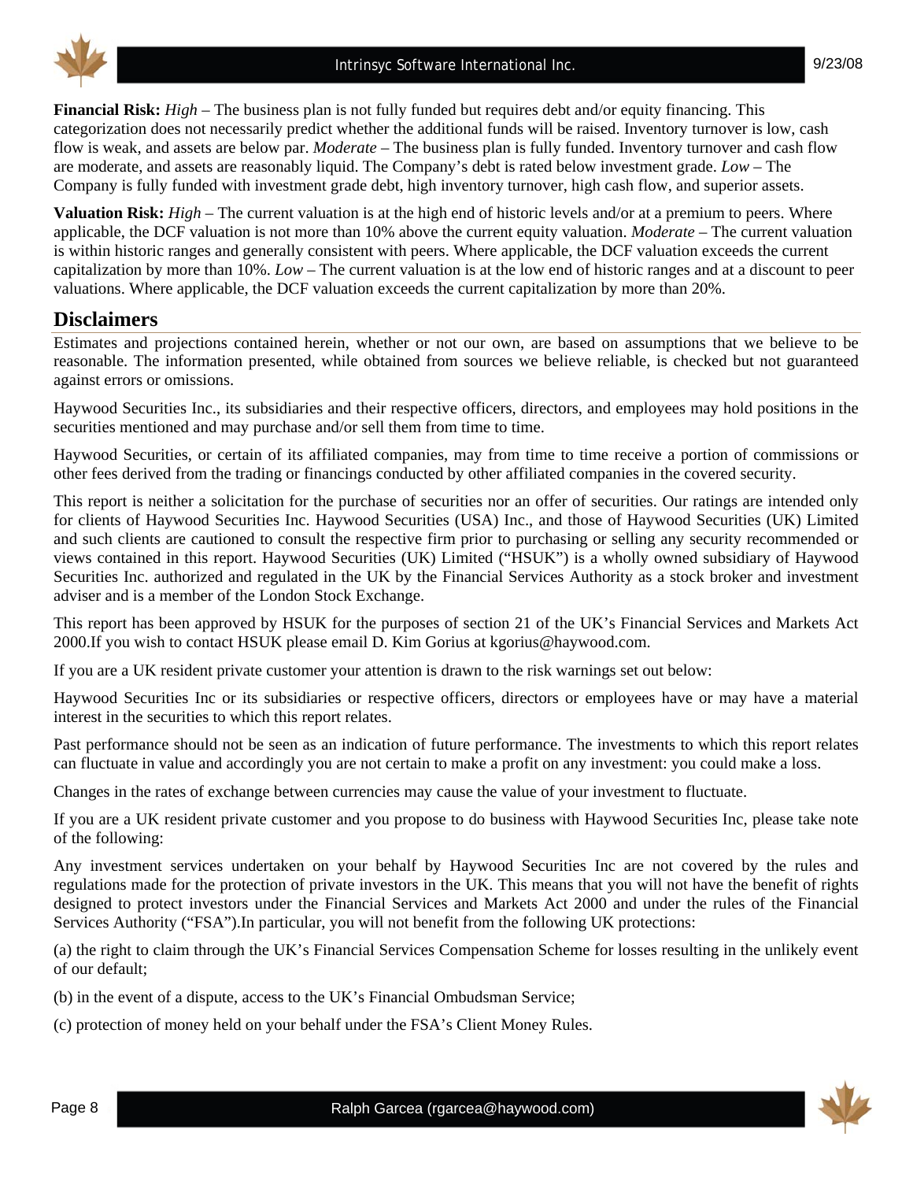**Financial Risk:** *High* – The business plan is not fully funded but requires debt and/or equity financing. This categorization does not necessarily predict whether the additional funds will be raised. Inventory turnover is low, cash flow is weak, and assets are below par. *Moderate* – The business plan is fully funded. Inventory turnover and cash flow are moderate, and assets are reasonably liquid. The Company's debt is rated below investment grade. *Low* – The Company is fully funded with investment grade debt, high inventory turnover, high cash flow, and superior assets.

**Valuation Risk:** *High* – The current valuation is at the high end of historic levels and/or at a premium to peers. Where applicable, the DCF valuation is not more than 10% above the current equity valuation. *Moderate* – The current valuation is within historic ranges and generally consistent with peers. Where applicable, the DCF valuation exceeds the current capitalization by more than 10%. *Low* – The current valuation is at the low end of historic ranges and at a discount to peer valuations. Where applicable, the DCF valuation exceeds the current capitalization by more than 20%.

## Disclaimers

Estimates and projections contained herein, whether or not our own, are based on assumptions that we believe to be reasonable. The information presented, while obtained from sources we believe reliable, is checked but not guaranteed against errors or omissions.

Haywood Securities Inc., its subsidiaries and their respective officers, directors, and employees may hold positions in the securities mentioned and may purchase and/or sell them from time to time.

Haywood Securities, or certain of its affiliated companies, may from time to time receive a portion of commissions or other fees derived from the trading or financings conducted by other affiliated companies in the covered security.

This report is neither a solicitation for the purchase of securities nor an offer of securities. Our ratings are intended only for clients of Haywood Securities Inc. Haywood Securities (USA) Inc., and those of Haywood Securities (UK) Limited and such clients are cautioned to consult the respective firm prior to purchasing or selling any security recommended or views contained in this report. Haywood Securities (UK) Limited ("HSUK") is a wholly owned subsidiary of Haywood Securities Inc. authorized and regulated in the UK by the Financial Services Authority as a stock broker and investment adviser and is a member of the London Stock Exchange.

This report has been approved by HSUK for the purposes of section 21 of the UK's Financial Services and Markets Act 2000.If you wish to contact HSUK please email D. Kim Gorius at kgorius@haywood.com.

If you are a UK resident private customer your attention is drawn to the risk warnings set out below:

Haywood Securities Inc or its subsidiaries or respective officers, directors or employees have or may have a material interest in the securities to which this report relates.

Past performance should not be seen as an indication of future performance. The investments to which this report relates can fluctuate in value and accordingly you are not certain to make a profit on any investment: you could make a loss.

Changes in the rates of exchange between currencies may cause the value of your investment to fluctuate.

If you are a UK resident private customer and you propose to do business with Haywood Securities Inc, please take note of the following:

Any investment services undertaken on your behalf by Haywood Securities Inc are not covered by the rules and regulations made for the protection of private investors in the UK. This means that you will not have the benefit of rights designed to protect investors under the Financial Services and Markets Act 2000 and under the rules of the Financial Services Authority ("FSA").In particular, you will not benefit from the following UK protections:

(a) the right to claim through the UK's Financial Services Compensation Scheme for losses resulting in the unlikely event of our default;

(b) in the event of a dispute, access to the UK's Financial Ombudsman Service;

(c) protection of money held on your behalf under the FSA's Client Money Rules.